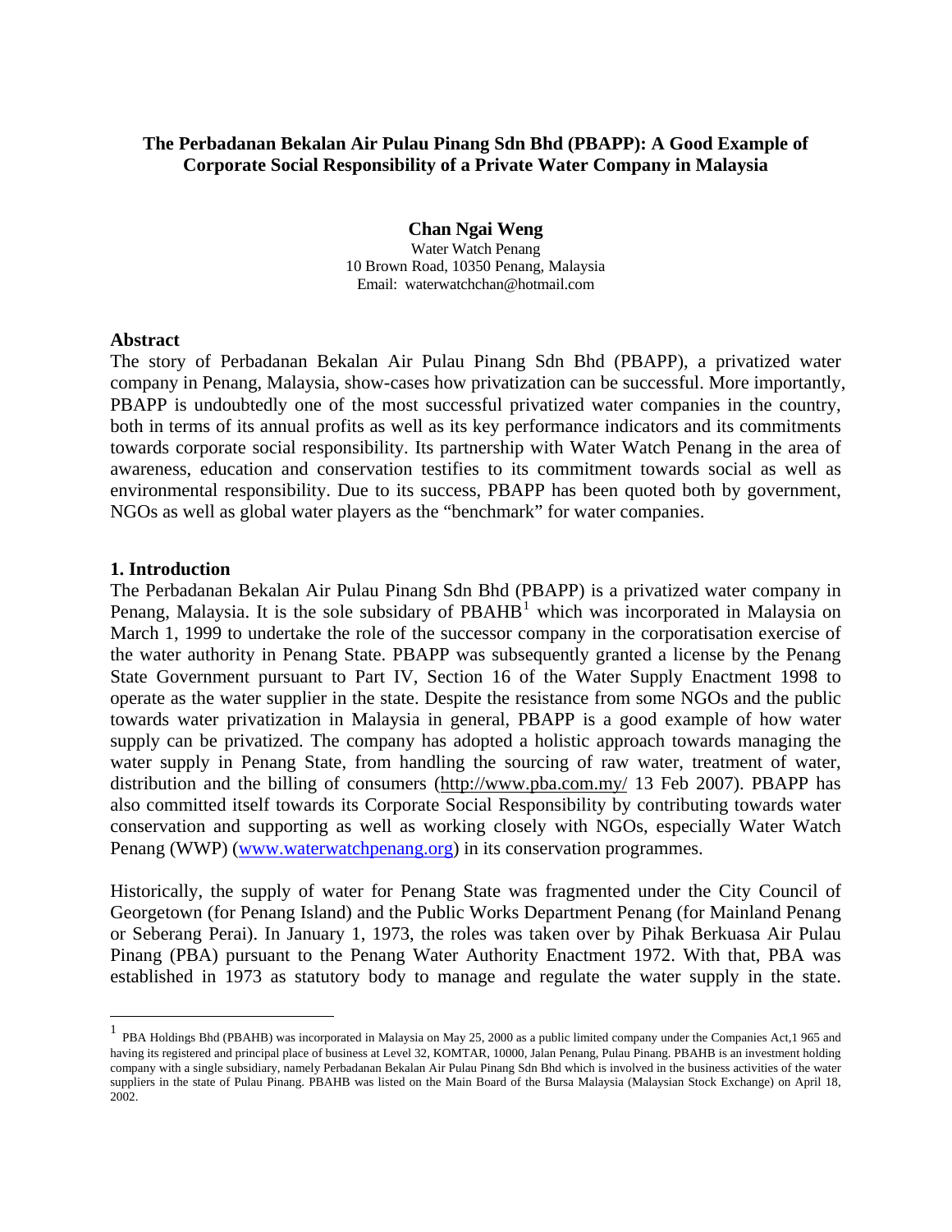# The Perbadanan Bekalan Air Pulau Pinang Sdn Bhd (PBAPP): A Good Example of Corporate Social Responsibility of a Private Water Company in Malaysia

**Chan Ngai Weng**

Water Watch Penang
10 Brown Road, 10350 Penang, Malaysia
Email: waterwatchchan@hotmail.com

## Abstract

The story of Perbadanan Bekalan Air Pulau Pinang Sdn Bhd (PBAPP), a privatized water company in Penang, Malaysia, show-cases how privatization can be successful. More importantly, PBAPP is undoubtedly one of the most successful privatized water companies in the country, both in terms of its annual profits as well as its key performance indicators and its commitments towards corporate social responsibility. Its partnership with Water Watch Penang in the area of awareness, education and conservation testifies to its commitment towards social as well as environmental responsibility. Due to its success, PBAPP has been quoted both by government, NGOs as well as global water players as the "benchmark" for water companies.

## 1. Introduction

The Perbadanan Bekalan Air Pulau Pinang Sdn Bhd (PBAPP) is a privatized water company in Penang, Malaysia. It is the sole subsidary of PBAHB[1] which was incorporated in Malaysia on March 1, 1999 to undertake the role of the successor company in the corporatisation exercise of the water authority in Penang State. PBAPP was subsequently granted a license by the Penang State Government pursuant to Part IV, Section 16 of the Water Supply Enactment 1998 to operate as the water supplier in the state. Despite the resistance from some NGOs and the public towards water privatization in Malaysia in general, PBAPP is a good example of how water supply can be privatized. The company has adopted a holistic approach towards managing the water supply in Penang State, from handling the sourcing of raw water, treatment of water, distribution and the billing of consumers (http://www.pba.com.my/ 13 Feb 2007). PBAPP has also committed itself towards its Corporate Social Responsibility by contributing towards water conservation and supporting as well as working closely with NGOs, especially Water Watch Penang (WWP) (www.waterwatchpenang.org) in its conservation programmes.

Historically, the supply of water for Penang State was fragmented under the City Council of Georgetown (for Penang Island) and the Public Works Department Penang (for Mainland Penang or Seberang Perai). In January 1, 1973, the roles was taken over by Pihak Berkuasa Air Pulau Pinang (PBA) pursuant to the Penang Water Authority Enactment 1972. With that, PBA was established in 1973 as statutory body to manage and regulate the water supply in the state.

---

[1] PBA Holdings Bhd (PBAHB) was incorporated in Malaysia on May 25, 2000 as a public limited company under the Companies Act,1 965 and having its registered and principal place of business at Level 32, KOMTAR, 10000, Jalan Penang, Pulau Pinang. PBAHB is an investment holding company with a single subsidiary, namely Perbadanan Bekalan Air Pulau Pinang Sdn Bhd which is involved in the business activities of the water suppliers in the state of Pulau Pinang. PBAHB was listed on the Main Board of the Bursa Malaysia (Malaysian Stock Exchange) on April 18, 2002.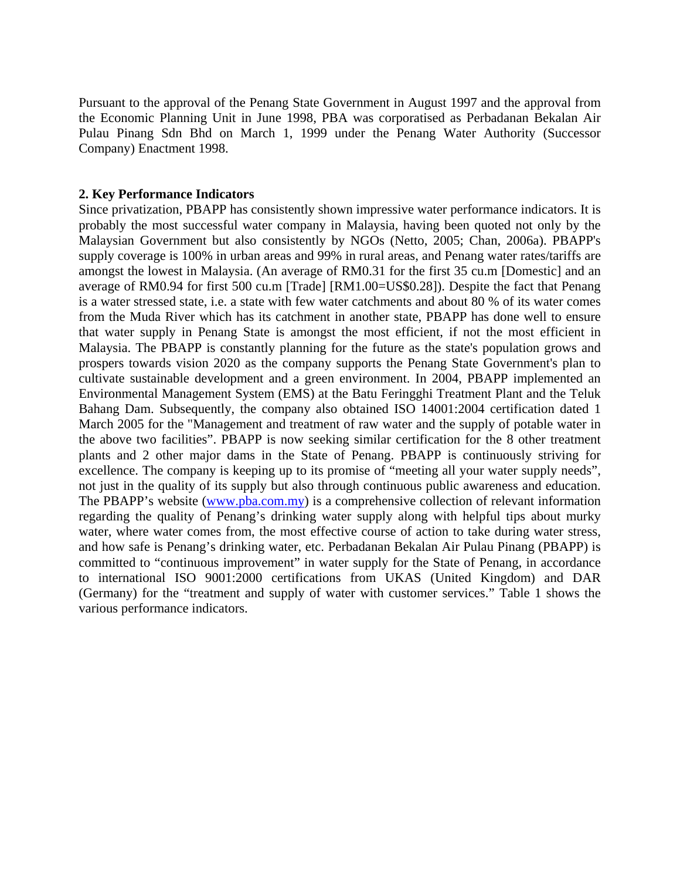Pursuant to the approval of the Penang State Government in August 1997 and the approval from the Economic Planning Unit in June 1998, PBA was corporatised as Perbadanan Bekalan Air Pulau Pinang Sdn Bhd on March 1, 1999 under the Penang Water Authority (Successor Company) Enactment 1998.

## 2. Key Performance Indicators

Since privatization, PBAPP has consistently shown impressive water performance indicators. It is probably the most successful water company in Malaysia, having been quoted not only by the Malaysian Government but also consistently by NGOs (Netto, 2005; Chan, 2006a). PBAPP's supply coverage is 100% in urban areas and 99% in rural areas, and Penang water rates/tariffs are amongst the lowest in Malaysia. (An average of RM0.31 for the first 35 cu.m [Domestic] and an average of RM0.94 for first 500 cu.m [Trade] [RM1.00=US$0.28]). Despite the fact that Penang is a water stressed state, i.e. a state with few water catchments and about 80 % of its water comes from the Muda River which has its catchment in another state, PBAPP has done well to ensure that water supply in Penang State is amongst the most efficient, if not the most efficient in Malaysia. The PBAPP is constantly planning for the future as the state's population grows and prospers towards vision 2020 as the company supports the Penang State Government's plan to cultivate sustainable development and a green environment. In 2004, PBAPP implemented an Environmental Management System (EMS) at the Batu Feringghi Treatment Plant and the Teluk Bahang Dam. Subsequently, the company also obtained ISO 14001:2004 certification dated 1 March 2005 for the "Management and treatment of raw water and the supply of potable water in the above two facilities". PBAPP is now seeking similar certification for the 8 other treatment plants and 2 other major dams in the State of Penang. PBAPP is continuously striving for excellence. The company is keeping up to its promise of "meeting all your water supply needs", not just in the quality of its supply but also through continuous public awareness and education. The PBAPP's website ([www.pba.com.my](http://www.pba.com.my)) is a comprehensive collection of relevant information regarding the quality of Penang's drinking water supply along with helpful tips about murky water, where water comes from, the most effective course of action to take during water stress, and how safe is Penang's drinking water, etc. Perbadanan Bekalan Air Pulau Pinang (PBAPP) is committed to "continuous improvement" in water supply for the State of Penang, in accordance to international ISO 9001:2000 certifications from UKAS (United Kingdom) and DAR (Germany) for the "treatment and supply of water with customer services." Table 1 shows the various performance indicators.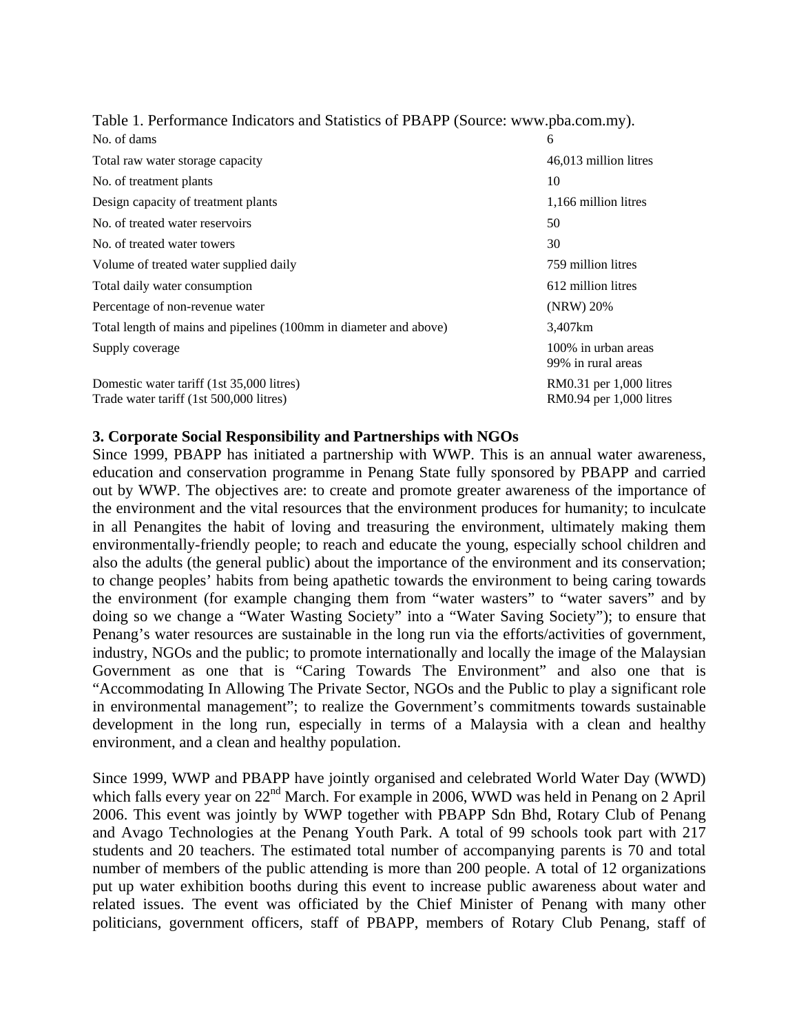Table 1. Performance Indicators and Statistics of PBAPP (Source: www.pba.com.my).

| | |
|---|---|
| No. of dams | 6 |
| Total raw water storage capacity | 46,013 million litres |
| No. of treatment plants | 10 |
| Design capacity of treatment plants | 1,166 million litres |
| No. of treated water reservoirs | 50 |
| No. of treated water towers | 30 |
| Volume of treated water supplied daily | 759 million litres |
| Total daily water consumption | 612 million litres |
| Percentage of non-revenue water | (NRW) 20% |
| Total length of mains and pipelines (100mm in diameter and above) | 3,407km |
| Supply coverage | 100% in urban areas<br>99% in rural areas |
| Domestic water tariff (1st 35,000 litres) | RM0.31 per 1,000 litres |
| Trade water tariff (1st 500,000 litres) | RM0.94 per 1,000 litres |

## 3. Corporate Social Responsibility and Partnerships with NGOs

Since 1999, PBAPP has initiated a partnership with WWP. This is an annual water awareness, education and conservation programme in Penang State fully sponsored by PBAPP and carried out by WWP. The objectives are: to create and promote greater awareness of the importance of the environment and the vital resources that the environment produces for humanity; to inculcate in all Penangites the habit of loving and treasuring the environment, ultimately making them environmentally-friendly people; to reach and educate the young, especially school children and also the adults (the general public) about the importance of the environment and its conservation; to change peoples' habits from being apathetic towards the environment to being caring towards the environment (for example changing them from "water wasters" to "water savers" and by doing so we change a "Water Wasting Society" into a "Water Saving Society"); to ensure that Penang's water resources are sustainable in the long run via the efforts/activities of government, industry, NGOs and the public; to promote internationally and locally the image of the Malaysian Government as one that is "Caring Towards The Environment" and also one that is "Accommodating In Allowing The Private Sector, NGOs and the Public to play a significant role in environmental management"; to realize the Government's commitments towards sustainable development in the long run, especially in terms of a Malaysia with a clean and healthy environment, and a clean and healthy population.

Since 1999, WWP and PBAPP have jointly organised and celebrated World Water Day (WWD) which falls every year on 22nd March. For example in 2006, WWD was held in Penang on 2 April 2006. This event was jointly by WWP together with PBAPP Sdn Bhd, Rotary Club of Penang and Avago Technologies at the Penang Youth Park. A total of 99 schools took part with 217 students and 20 teachers. The estimated total number of accompanying parents is 70 and total number of members of the public attending is more than 200 people. A total of 12 organizations put up water exhibition booths during this event to increase public awareness about water and related issues. The event was officiated by the Chief Minister of Penang with many other politicians, government officers, staff of PBAPP, members of Rotary Club Penang, staff of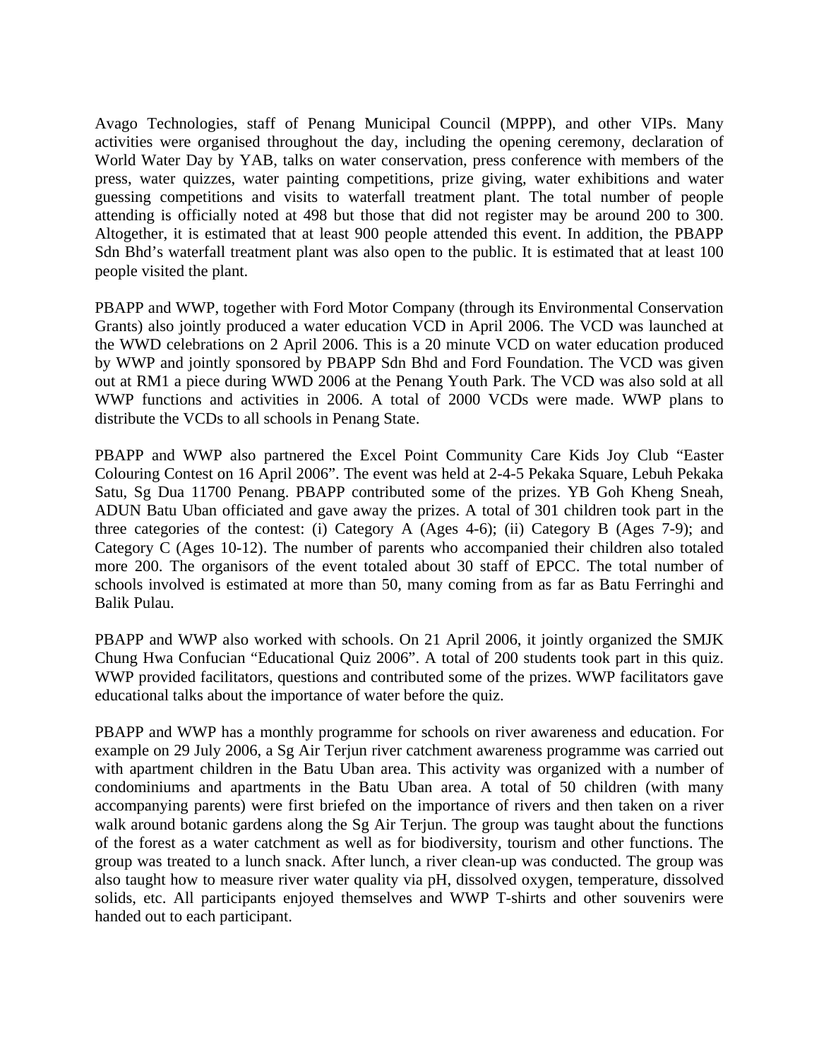Avago Technologies, staff of Penang Municipal Council (MPPP), and other VIPs. Many activities were organised throughout the day, including the opening ceremony, declaration of World Water Day by YAB, talks on water conservation, press conference with members of the press, water quizzes, water painting competitions, prize giving, water exhibitions and water guessing competitions and visits to waterfall treatment plant. The total number of people attending is officially noted at 498 but those that did not register may be around 200 to 300. Altogether, it is estimated that at least 900 people attended this event. In addition, the PBAPP Sdn Bhd's waterfall treatment plant was also open to the public. It is estimated that at least 100 people visited the plant.

PBAPP and WWP, together with Ford Motor Company (through its Environmental Conservation Grants) also jointly produced a water education VCD in April 2006. The VCD was launched at the WWD celebrations on 2 April 2006. This is a 20 minute VCD on water education produced by WWP and jointly sponsored by PBAPP Sdn Bhd and Ford Foundation. The VCD was given out at RM1 a piece during WWD 2006 at the Penang Youth Park. The VCD was also sold at all WWP functions and activities in 2006. A total of 2000 VCDs were made. WWP plans to distribute the VCDs to all schools in Penang State.

PBAPP and WWP also partnered the Excel Point Community Care Kids Joy Club "Easter Colouring Contest on 16 April 2006". The event was held at 2-4-5 Pekaka Square, Lebuh Pekaka Satu, Sg Dua 11700 Penang. PBAPP contributed some of the prizes. YB Goh Kheng Sneah, ADUN Batu Uban officiated and gave away the prizes. A total of 301 children took part in the three categories of the contest: (i) Category A (Ages 4-6); (ii) Category B (Ages 7-9); and Category C (Ages 10-12). The number of parents who accompanied their children also totaled more 200. The organisors of the event totaled about 30 staff of EPCC. The total number of schools involved is estimated at more than 50, many coming from as far as Batu Ferringhi and Balik Pulau.

PBAPP and WWP also worked with schools. On 21 April 2006, it jointly organized the SMJK Chung Hwa Confucian "Educational Quiz 2006". A total of 200 students took part in this quiz. WWP provided facilitators, questions and contributed some of the prizes. WWP facilitators gave educational talks about the importance of water before the quiz.

PBAPP and WWP has a monthly programme for schools on river awareness and education. For example on 29 July 2006, a Sg Air Terjun river catchment awareness programme was carried out with apartment children in the Batu Uban area. This activity was organized with a number of condominiums and apartments in the Batu Uban area. A total of 50 children (with many accompanying parents) were first briefed on the importance of rivers and then taken on a river walk around botanic gardens along the Sg Air Terjun. The group was taught about the functions of the forest as a water catchment as well as for biodiversity, tourism and other functions. The group was treated to a lunch snack. After lunch, a river clean-up was conducted. The group was also taught how to measure river water quality via pH, dissolved oxygen, temperature, dissolved solids, etc. All participants enjoyed themselves and WWP T-shirts and other souvenirs were handed out to each participant.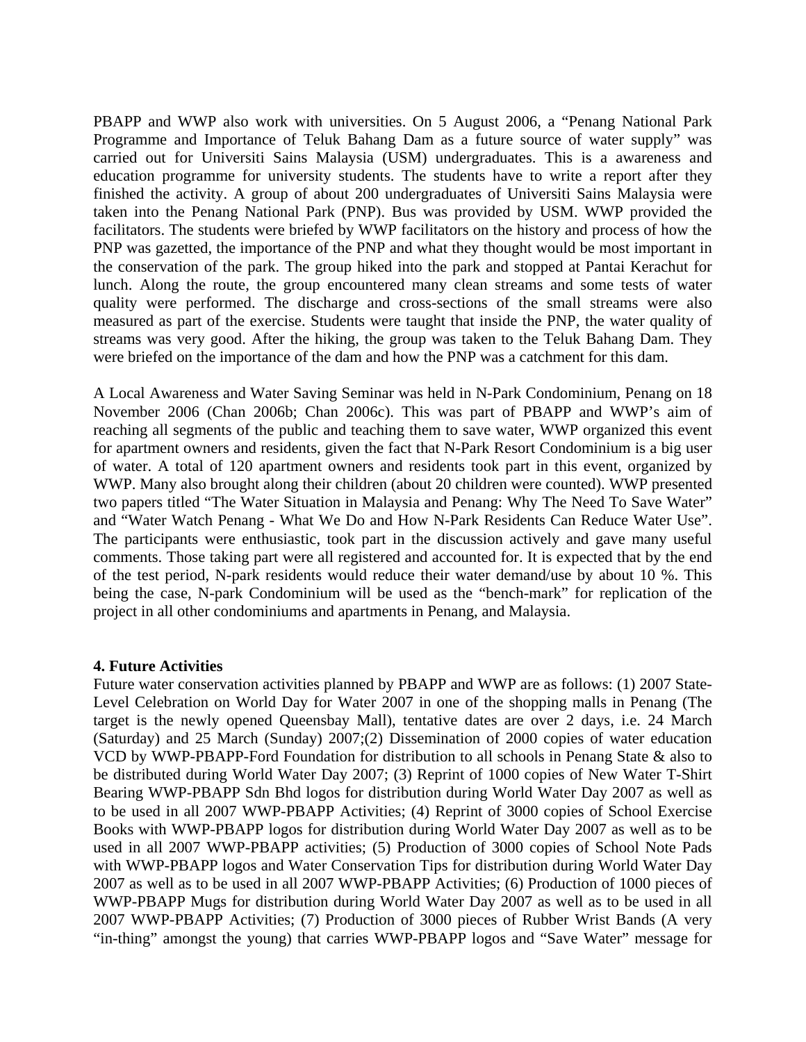PBAPP and WWP also work with universities. On 5 August 2006, a "Penang National Park Programme and Importance of Teluk Bahang Dam as a future source of water supply" was carried out for Universiti Sains Malaysia (USM) undergraduates. This is a awareness and education programme for university students. The students have to write a report after they finished the activity. A group of about 200 undergraduates of Universiti Sains Malaysia were taken into the Penang National Park (PNP). Bus was provided by USM. WWP provided the facilitators. The students were briefed by WWP facilitators on the history and process of how the PNP was gazetted, the importance of the PNP and what they thought would be most important in the conservation of the park. The group hiked into the park and stopped at Pantai Kerachut for lunch. Along the route, the group encountered many clean streams and some tests of water quality were performed. The discharge and cross-sections of the small streams were also measured as part of the exercise. Students were taught that inside the PNP, the water quality of streams was very good. After the hiking, the group was taken to the Teluk Bahang Dam. They were briefed on the importance of the dam and how the PNP was a catchment for this dam.

A Local Awareness and Water Saving Seminar was held in N-Park Condominium, Penang on 18 November 2006 (Chan 2006b; Chan 2006c). This was part of PBAPP and WWP's aim of reaching all segments of the public and teaching them to save water, WWP organized this event for apartment owners and residents, given the fact that N-Park Resort Condominium is a big user of water. A total of 120 apartment owners and residents took part in this event, organized by WWP. Many also brought along their children (about 20 children were counted). WWP presented two papers titled "The Water Situation in Malaysia and Penang: Why The Need To Save Water" and "Water Watch Penang - What We Do and How N-Park Residents Can Reduce Water Use". The participants were enthusiastic, took part in the discussion actively and gave many useful comments. Those taking part were all registered and accounted for. It is expected that by the end of the test period, N-park residents would reduce their water demand/use by about 10 %. This being the case, N-park Condominium will be used as the "bench-mark" for replication of the project in all other condominiums and apartments in Penang, and Malaysia.

**4. Future Activities**

Future water conservation activities planned by PBAPP and WWP are as follows: (1) 2007 State-Level Celebration on World Day for Water 2007 in one of the shopping malls in Penang (The target is the newly opened Queensbay Mall), tentative dates are over 2 days, i.e. 24 March (Saturday) and 25 March (Sunday) 2007;(2) Dissemination of 2000 copies of water education VCD by WWP-PBAPP-Ford Foundation for distribution to all schools in Penang State & also to be distributed during World Water Day 2007; (3) Reprint of 1000 copies of New Water T-Shirt Bearing WWP-PBAPP Sdn Bhd logos for distribution during World Water Day 2007 as well as to be used in all 2007 WWP-PBAPP Activities; (4) Reprint of 3000 copies of School Exercise Books with WWP-PBAPP logos for distribution during World Water Day 2007 as well as to be used in all 2007 WWP-PBAPP activities; (5) Production of 3000 copies of School Note Pads with WWP-PBAPP logos and Water Conservation Tips for distribution during World Water Day 2007 as well as to be used in all 2007 WWP-PBAPP Activities; (6) Production of 1000 pieces of WWP-PBAPP Mugs for distribution during World Water Day 2007 as well as to be used in all 2007 WWP-PBAPP Activities; (7) Production of 3000 pieces of Rubber Wrist Bands (A very "in-thing" amongst the young) that carries WWP-PBAPP logos and "Save Water" message for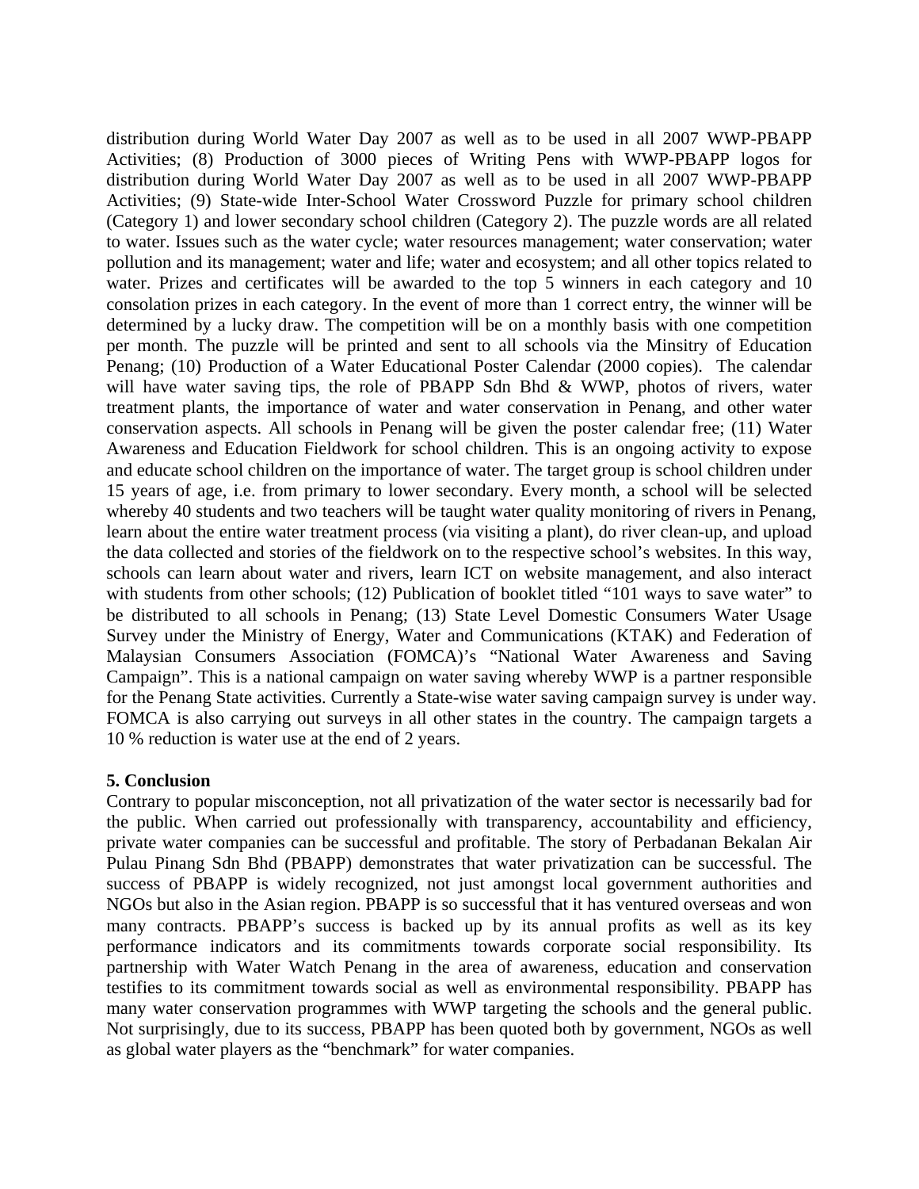distribution during World Water Day 2007 as well as to be used in all 2007 WWP-PBAPP Activities; (8) Production of 3000 pieces of Writing Pens with WWP-PBAPP logos for distribution during World Water Day 2007 as well as to be used in all 2007 WWP-PBAPP Activities; (9) State-wide Inter-School Water Crossword Puzzle for primary school children (Category 1) and lower secondary school children (Category 2). The puzzle words are all related to water. Issues such as the water cycle; water resources management; water conservation; water pollution and its management; water and life; water and ecosystem; and all other topics related to water. Prizes and certificates will be awarded to the top 5 winners in each category and 10 consolation prizes in each category. In the event of more than 1 correct entry, the winner will be determined by a lucky draw. The competition will be on a monthly basis with one competition per month. The puzzle will be printed and sent to all schools via the Minsitry of Education Penang; (10) Production of a Water Educational Poster Calendar (2000 copies). The calendar will have water saving tips, the role of PBAPP Sdn Bhd & WWP, photos of rivers, water treatment plants, the importance of water and water conservation in Penang, and other water conservation aspects. All schools in Penang will be given the poster calendar free; (11) Water Awareness and Education Fieldwork for school children. This is an ongoing activity to expose and educate school children on the importance of water. The target group is school children under 15 years of age, i.e. from primary to lower secondary. Every month, a school will be selected whereby 40 students and two teachers will be taught water quality monitoring of rivers in Penang, learn about the entire water treatment process (via visiting a plant), do river clean-up, and upload the data collected and stories of the fieldwork on to the respective school's websites. In this way, schools can learn about water and rivers, learn ICT on website management, and also interact with students from other schools; (12) Publication of booklet titled "101 ways to save water" to be distributed to all schools in Penang; (13) State Level Domestic Consumers Water Usage Survey under the Ministry of Energy, Water and Communications (KTAK) and Federation of Malaysian Consumers Association (FOMCA)'s "National Water Awareness and Saving Campaign". This is a national campaign on water saving whereby WWP is a partner responsible for the Penang State activities. Currently a State-wise water saving campaign survey is under way. FOMCA is also carrying out surveys in all other states in the country. The campaign targets a 10 % reduction is water use at the end of 2 years.

## 5. Conclusion

Contrary to popular misconception, not all privatization of the water sector is necessarily bad for the public. When carried out professionally with transparency, accountability and efficiency, private water companies can be successful and profitable. The story of Perbadanan Bekalan Air Pulau Pinang Sdn Bhd (PBAPP) demonstrates that water privatization can be successful. The success of PBAPP is widely recognized, not just amongst local government authorities and NGOs but also in the Asian region. PBAPP is so successful that it has ventured overseas and won many contracts. PBAPP's success is backed up by its annual profits as well as its key performance indicators and its commitments towards corporate social responsibility. Its partnership with Water Watch Penang in the area of awareness, education and conservation testifies to its commitment towards social as well as environmental responsibility. PBAPP has many water conservation programmes with WWP targeting the schools and the general public. Not surprisingly, due to its success, PBAPP has been quoted both by government, NGOs as well as global water players as the "benchmark" for water companies.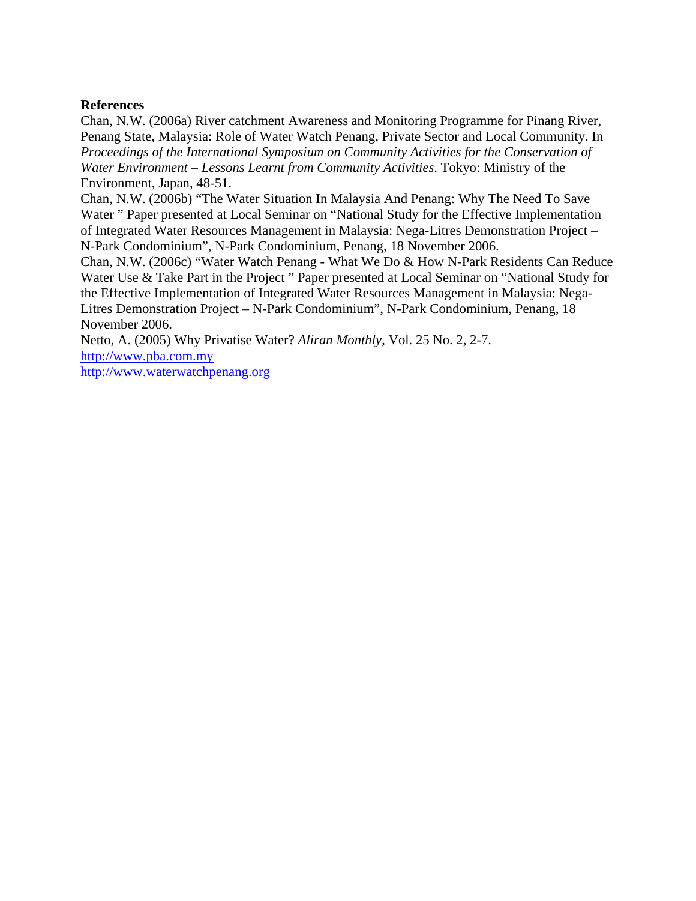**References**

Chan, N.W. (2006a) River catchment Awareness and Monitoring Programme for Pinang River, Penang State, Malaysia: Role of Water Watch Penang, Private Sector and Local Community. In *Proceedings of the International Symposium on Community Activities for the Conservation of Water Environment – Lessons Learnt from Community Activities*. Tokyo: Ministry of the Environment, Japan, 48-51.

Chan, N.W. (2006b) "The Water Situation In Malaysia And Penang: Why The Need To Save Water " Paper presented at Local Seminar on "National Study for the Effective Implementation of Integrated Water Resources Management in Malaysia: Nega-Litres Demonstration Project – N-Park Condominium", N-Park Condominium, Penang, 18 November 2006.

Chan, N.W. (2006c) "Water Watch Penang - What We Do & How N-Park Residents Can Reduce Water Use & Take Part in the Project " Paper presented at Local Seminar on "National Study for the Effective Implementation of Integrated Water Resources Management in Malaysia: Nega-Litres Demonstration Project – N-Park Condominium", N-Park Condominium, Penang, 18 November 2006.

Netto, A. (2005) Why Privatise Water? *Aliran Monthly*, Vol. 25 No. 2, 2-7.

http://www.pba.com.my

http://www.waterwatchpenang.org